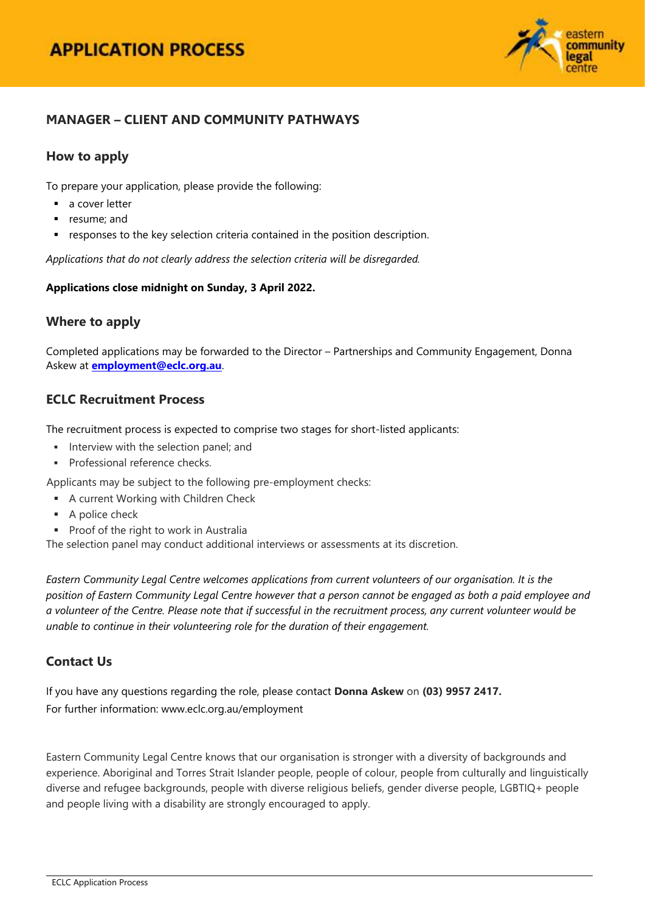# APPLICATION PROCESS

## MANAGER – CLIENT AND COMMUNITY PATHWAYS

### How to apply

To prepare your application, please provide the following:

- a cover letter
- resume; and
- responses to the key selection criteria contained in the position description.

*Applications that do not clearly address the selection criteria will be disregarded.*

**Applications close midnight on Sunday, 3 April 2022.**

### Where to apply

Completed applications may be forwarded to the Director – Partnerships and Community Engagement, Donna Askew at **employment@eclc.org.au**.

### ECLC Recruitment Process

The recruitment process is expected to comprise two stages for short-listed applicants:

- Interview with the selection panel; and
- Professional reference checks.

Applicants may be subject to the following pre-employment checks:

- A current Working with Children Check
- A police check
- Proof of the right to work in Australia

The selection panel may conduct additional interviews or assessments at its discretion.

*Eastern Community Legal Centre welcomes applications from current volunteers of our organisation. It is the position of Eastern Community Legal Centre however that a person cannot be engaged as both a paid employee and a volunteer of the Centre. Please note that if successful in the recruitment process, any current volunteer would be unable to continue in their volunteering role for the duration of their engagement.*

### Contact Us

If you have any questions regarding the role, please contact **Donna Askew** on **(03) 9957 2417.**
For further information: www.eclc.org.au/employment

Eastern Community Legal Centre knows that our organisation is stronger with a diversity of backgrounds and experience. Aboriginal and Torres Strait Islander people, people of colour, people from culturally and linguistically diverse and refugee backgrounds, people with diverse religious beliefs, gender diverse people, LGBTIQ+ people and people living with a disability are strongly encouraged to apply.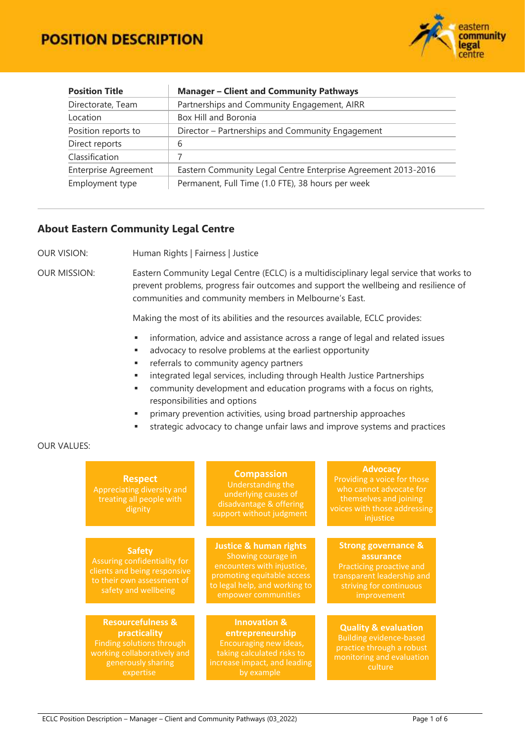# POSITION DESCRIPTION

| Position Title | Manager – Client and Community Pathways |
| --- | --- |
| Directorate, Team | Partnerships and Community Engagement, AIRR |
| Location | Box Hill and Boronia |
| Position reports to | Director – Partnerships and Community Engagement |
| Direct reports | 6 |
| Classification | 7 |
| Enterprise Agreement | Eastern Community Legal Centre Enterprise Agreement 2013-2016 |
| Employment type | Permanent, Full Time (1.0 FTE), 38 hours per week |

## About Eastern Community Legal Centre

OUR VISION: Human Rights | Fairness | Justice

OUR MISSION: Eastern Community Legal Centre (ECLC) is a multidisciplinary legal service that works to prevent problems, progress fair outcomes and support the wellbeing and resilience of communities and community members in Melbourne's East.

Making the most of its abilities and the resources available, ECLC provides:

- information, advice and assistance across a range of legal and related issues
- advocacy to resolve problems at the earliest opportunity
- referrals to community agency partners
- integrated legal services, including through Health Justice Partnerships
- community development and education programs with a focus on rights, responsibilities and options
- primary prevention activities, using broad partnership approaches
- strategic advocacy to change unfair laws and improve systems and practices

OUR VALUES:

**Respect**
Appreciating diversity and treating all people with dignity

**Compassion**
Understanding the underlying causes of disadvantage & offering support without judgment

**Advocacy**
Providing a voice for those who cannot advocate for themselves and joining voices with those addressing injustice

**Safety**
Assuring confidentiality for clients and being responsive to their own assessment of safety and wellbeing

**Justice & human rights**
Showing courage in encounters with injustice, promoting equitable access to legal help, and working to empower communities

**Strong governance & assurance**
Practicing proactive and transparent leadership and striving for continuous improvement

**Resourcefulness & practicality**
Finding solutions through working collaboratively and generously sharing expertise

**Innovation & entrepreneurship**
Encouraging new ideas, taking calculated risks to increase impact, and leading by example

**Quality & evaluation**
Building evidence-based practice through a robust monitoring and evaluation culture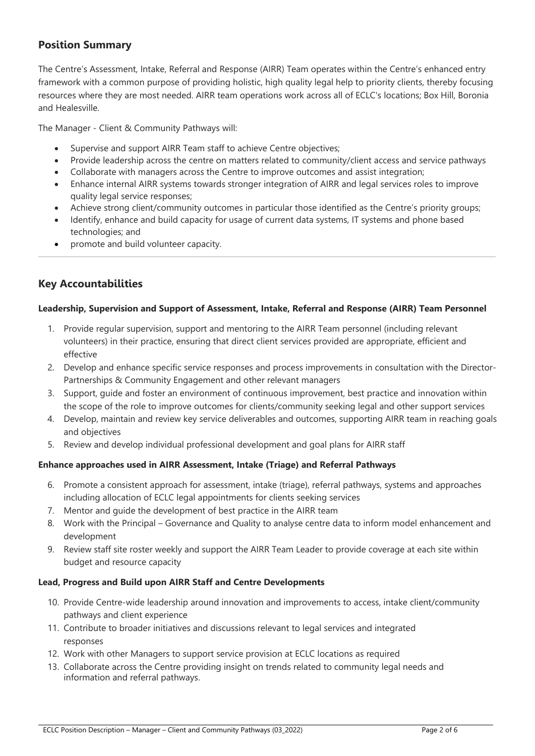## Position Summary

The Centre's Assessment, Intake, Referral and Response (AIRR) Team operates within the Centre's enhanced entry framework with a common purpose of providing holistic, high quality legal help to priority clients, thereby focusing resources where they are most needed. AIRR team operations work across all of ECLC's locations; Box Hill, Boronia and Healesville.

The Manager - Client & Community Pathways will:

- Supervise and support AIRR Team staff to achieve Centre objectives;
- Provide leadership across the centre on matters related to community/client access and service pathways
- Collaborate with managers across the Centre to improve outcomes and assist integration;
- Enhance internal AIRR systems towards stronger integration of AIRR and legal services roles to improve quality legal service responses;
- Achieve strong client/community outcomes in particular those identified as the Centre's priority groups;
- Identify, enhance and build capacity for usage of current data systems, IT systems and phone based technologies; and
- promote and build volunteer capacity.

---

## Key Accountabilities

**Leadership, Supervision and Support of Assessment, Intake, Referral and Response (AIRR) Team Personnel**

1. Provide regular supervision, support and mentoring to the AIRR Team personnel (including relevant volunteers) in their practice, ensuring that direct client services provided are appropriate, efficient and effective
2. Develop and enhance specific service responses and process improvements in consultation with the Director-Partnerships & Community Engagement and other relevant managers
3. Support, guide and foster an environment of continuous improvement, best practice and innovation within the scope of the role to improve outcomes for clients/community seeking legal and other support services
4. Develop, maintain and review key service deliverables and outcomes, supporting AIRR team in reaching goals and objectives
5. Review and develop individual professional development and goal plans for AIRR staff

**Enhance approaches used in AIRR Assessment, Intake (Triage) and Referral Pathways**

6. Promote a consistent approach for assessment, intake (triage), referral pathways, systems and approaches including allocation of ECLC legal appointments for clients seeking services
7. Mentor and guide the development of best practice in the AIRR team
8. Work with the Principal – Governance and Quality to analyse centre data to inform model enhancement and development
9. Review staff site roster weekly and support the AIRR Team Leader to provide coverage at each site within budget and resource capacity

**Lead, Progress and Build upon AIRR Staff and Centre Developments**

10. Provide Centre-wide leadership around innovation and improvements to access, intake client/community pathways and client experience
11. Contribute to broader initiatives and discussions relevant to legal services and integrated responses
12. Work with other Managers to support service provision at ECLC locations as required
13. Collaborate across the Centre providing insight on trends related to community legal needs and information and referral pathways.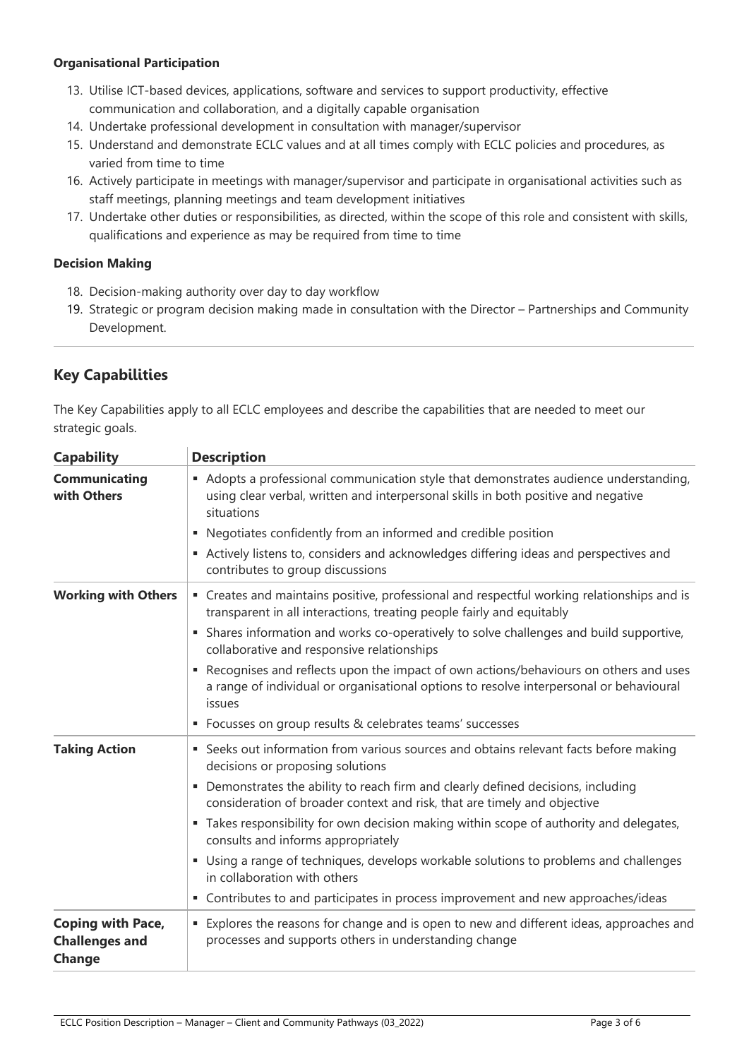**Organisational Participation**

13. Utilise ICT-based devices, applications, software and services to support productivity, effective communication and collaboration, and a digitally capable organisation
14. Undertake professional development in consultation with manager/supervisor
15. Understand and demonstrate ECLC values and at all times comply with ECLC policies and procedures, as varied from time to time
16. Actively participate in meetings with manager/supervisor and participate in organisational activities such as staff meetings, planning meetings and team development initiatives
17. Undertake other duties or responsibilities, as directed, within the scope of this role and consistent with skills, qualifications and experience as may be required from time to time

**Decision Making**

18. Decision-making authority over day to day workflow
19. Strategic or program decision making made in consultation with the Director – Partnerships and Community Development.

## Key Capabilities

The Key Capabilities apply to all ECLC employees and describe the capabilities that are needed to meet our strategic goals.

| Capability | Description |
|---|---|
| **Communicating with Others** | ▪ Adopts a professional communication style that demonstrates audience understanding, using clear verbal, written and interpersonal skills in both positive and negative situations<br>▪ Negotiates confidently from an informed and credible position<br>▪ Actively listens to, considers and acknowledges differing ideas and perspectives and contributes to group discussions |
| **Working with Others** | ▪ Creates and maintains positive, professional and respectful working relationships and is transparent in all interactions, treating people fairly and equitably<br>▪ Shares information and works co-operatively to solve challenges and build supportive, collaborative and responsive relationships<br>▪ Recognises and reflects upon the impact of own actions/behaviours on others and uses a range of individual or organisational options to resolve interpersonal or behavioural issues<br>▪ Focusses on group results & celebrates teams' successes |
| **Taking Action** | ▪ Seeks out information from various sources and obtains relevant facts before making decisions or proposing solutions<br>▪ Demonstrates the ability to reach firm and clearly defined decisions, including consideration of broader context and risk, that are timely and objective<br>▪ Takes responsibility for own decision making within scope of authority and delegates, consults and informs appropriately<br>▪ Using a range of techniques, develops workable solutions to problems and challenges in collaboration with others<br>▪ Contributes to and participates in process improvement and new approaches/ideas |
| **Coping with Pace, Challenges and Change** | ▪ Explores the reasons for change and is open to new and different ideas, approaches and processes and supports others in understanding change |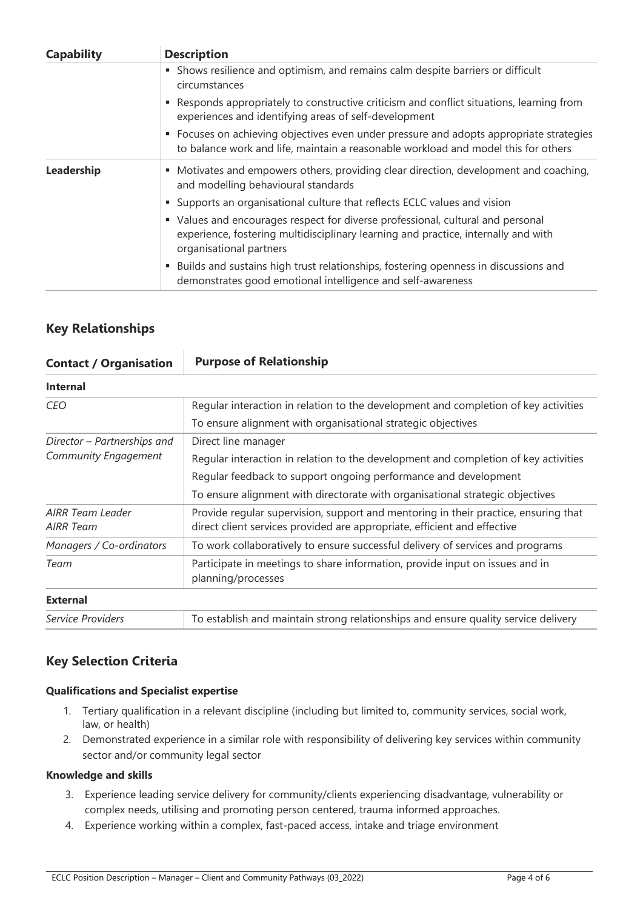| Capability | Description |
| --- | --- |
| | ▪ Shows resilience and optimism, and remains calm despite barriers or difficult circumstances<br>▪ Responds appropriately to constructive criticism and conflict situations, learning from experiences and identifying areas of self-development<br>▪ Focuses on achieving objectives even under pressure and adopts appropriate strategies to balance work and life, maintain a reasonable workload and model this for others |
| **Leadership** | ▪ Motivates and empowers others, providing clear direction, development and coaching, and modelling behavioural standards<br>▪ Supports an organisational culture that reflects ECLC values and vision<br>▪ Values and encourages respect for diverse professional, cultural and personal experience, fostering multidisciplinary learning and practice, internally and with organisational partners<br>▪ Builds and sustains high trust relationships, fostering openness in discussions and demonstrates good emotional intelligence and self-awareness |

## Key Relationships

| Contact / Organisation | Purpose of Relationship |
| --- | --- |
| **Internal** | |
| *CEO* | Regular interaction in relation to the development and completion of key activities<br>To ensure alignment with organisational strategic objectives |
| *Director – Partnerships and Community Engagement* | Direct line manager<br>Regular interaction in relation to the development and completion of key activities<br>Regular feedback to support ongoing performance and development<br>To ensure alignment with directorate with organisational strategic objectives |
| *AIRR Team Leader*<br>*AIRR Team* | Provide regular supervision, support and mentoring in their practice, ensuring that direct client services provided are appropriate, efficient and effective |
| *Managers / Co-ordinators* | To work collaboratively to ensure successful delivery of services and programs |
| *Team* | Participate in meetings to share information, provide input on issues and in planning/processes |
| **External** | |
| *Service Providers* | To establish and maintain strong relationships and ensure quality service delivery |

## Key Selection Criteria

#### Qualifications and Specialist expertise

1. Tertiary qualification in a relevant discipline (including but limited to, community services, social work, law, or health)
2. Demonstrated experience in a similar role with responsibility of delivering key services within community sector and/or community legal sector

#### Knowledge and skills

3. Experience leading service delivery for community/clients experiencing disadvantage, vulnerability or complex needs, utilising and promoting person centered, trauma informed approaches.
4. Experience working within a complex, fast-paced access, intake and triage environment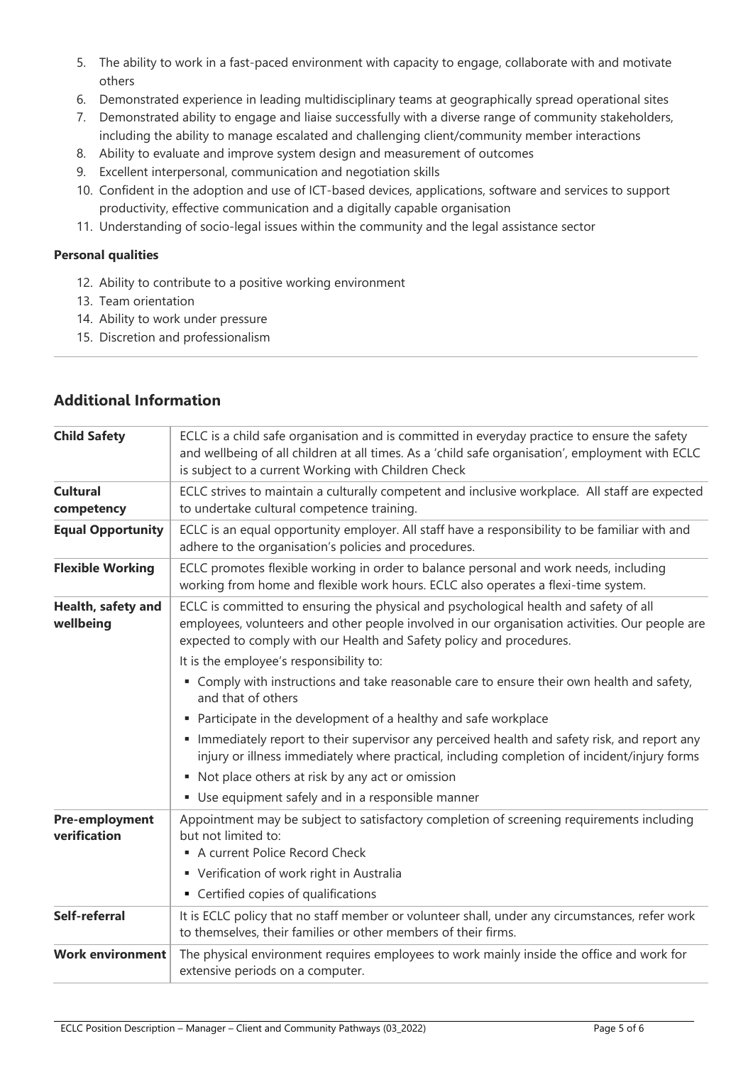5. The ability to work in a fast-paced environment with capacity to engage, collaborate with and motivate others
6. Demonstrated experience in leading multidisciplinary teams at geographically spread operational sites
7. Demonstrated ability to engage and liaise successfully with a diverse range of community stakeholders, including the ability to manage escalated and challenging client/community member interactions
8. Ability to evaluate and improve system design and measurement of outcomes
9. Excellent interpersonal, communication and negotiation skills
10. Confident in the adoption and use of ICT-based devices, applications, software and services to support productivity, effective communication and a digitally capable organisation
11. Understanding of socio-legal issues within the community and the legal assistance sector

**Personal qualities**

12. Ability to contribute to a positive working environment
13. Team orientation
14. Ability to work under pressure
15. Discretion and professionalism

## Additional Information

| | |
|---|---|
| **Child Safety** | ECLC is a child safe organisation and is committed in everyday practice to ensure the safety and wellbeing of all children at all times. As a 'child safe organisation', employment with ECLC is subject to a current Working with Children Check |
| **Cultural competency** | ECLC strives to maintain a culturally competent and inclusive workplace. All staff are expected to undertake cultural competence training. |
| **Equal Opportunity** | ECLC is an equal opportunity employer. All staff have a responsibility to be familiar with and adhere to the organisation's policies and procedures. |
| **Flexible Working** | ECLC promotes flexible working in order to balance personal and work needs, including working from home and flexible work hours. ECLC also operates a flexi-time system. |
| **Health, safety and wellbeing** | ECLC is committed to ensuring the physical and psychological health and safety of all employees, volunteers and other people involved in our organisation activities. Our people are expected to comply with our Health and Safety policy and procedures.<br>It is the employee's responsibility to:<br>▪ Comply with instructions and take reasonable care to ensure their own health and safety, and that of others<br>▪ Participate in the development of a healthy and safe workplace<br>▪ Immediately report to their supervisor any perceived health and safety risk, and report any injury or illness immediately where practical, including completion of incident/injury forms<br>▪ Not place others at risk by any act or omission<br>▪ Use equipment safely and in a responsible manner |
| **Pre-employment verification** | Appointment may be subject to satisfactory completion of screening requirements including but not limited to:<br>▪ A current Police Record Check<br>▪ Verification of work right in Australia<br>▪ Certified copies of qualifications |
| **Self-referral** | It is ECLC policy that no staff member or volunteer shall, under any circumstances, refer work to themselves, their families or other members of their firms. |
| **Work environment** | The physical environment requires employees to work mainly inside the office and work for extensive periods on a computer. |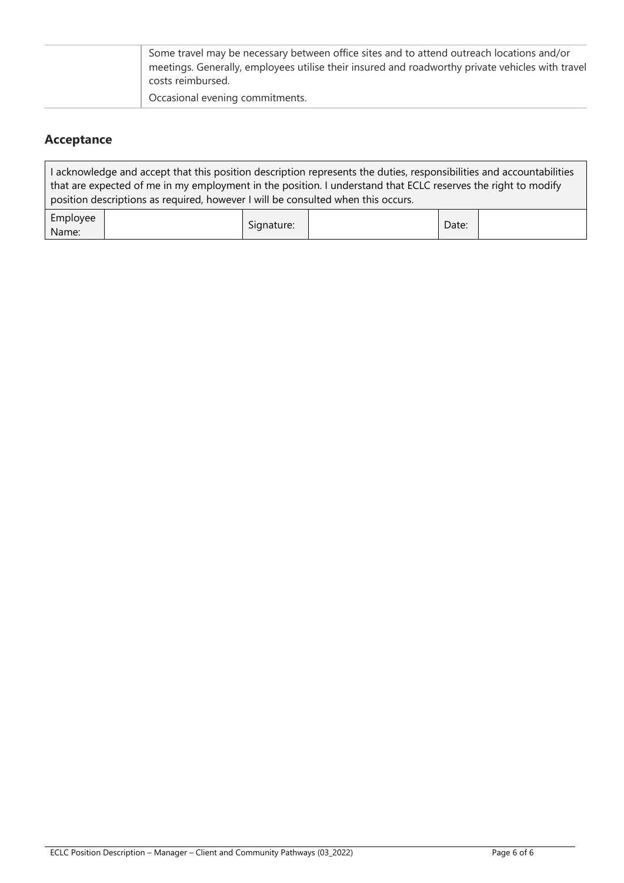| | |
|---|---|
| | Some travel may be necessary between office sites and to attend outreach locations and/or meetings. Generally, employees utilise their insured and roadworthy private vehicles with travel costs reimbursed. |
| | Occasional evening commitments. |

## Acceptance

| | | | | | |
|---|---|---|---|---|---|
| I acknowledge and accept that this position description represents the duties, responsibilities and accountabilities that are expected of me in my employment in the position. I understand that ECLC reserves the right to modify position descriptions as required, however I will be consulted when this occurs. | | | | | |
| Employee Name: | | Signature: | | Date: | |